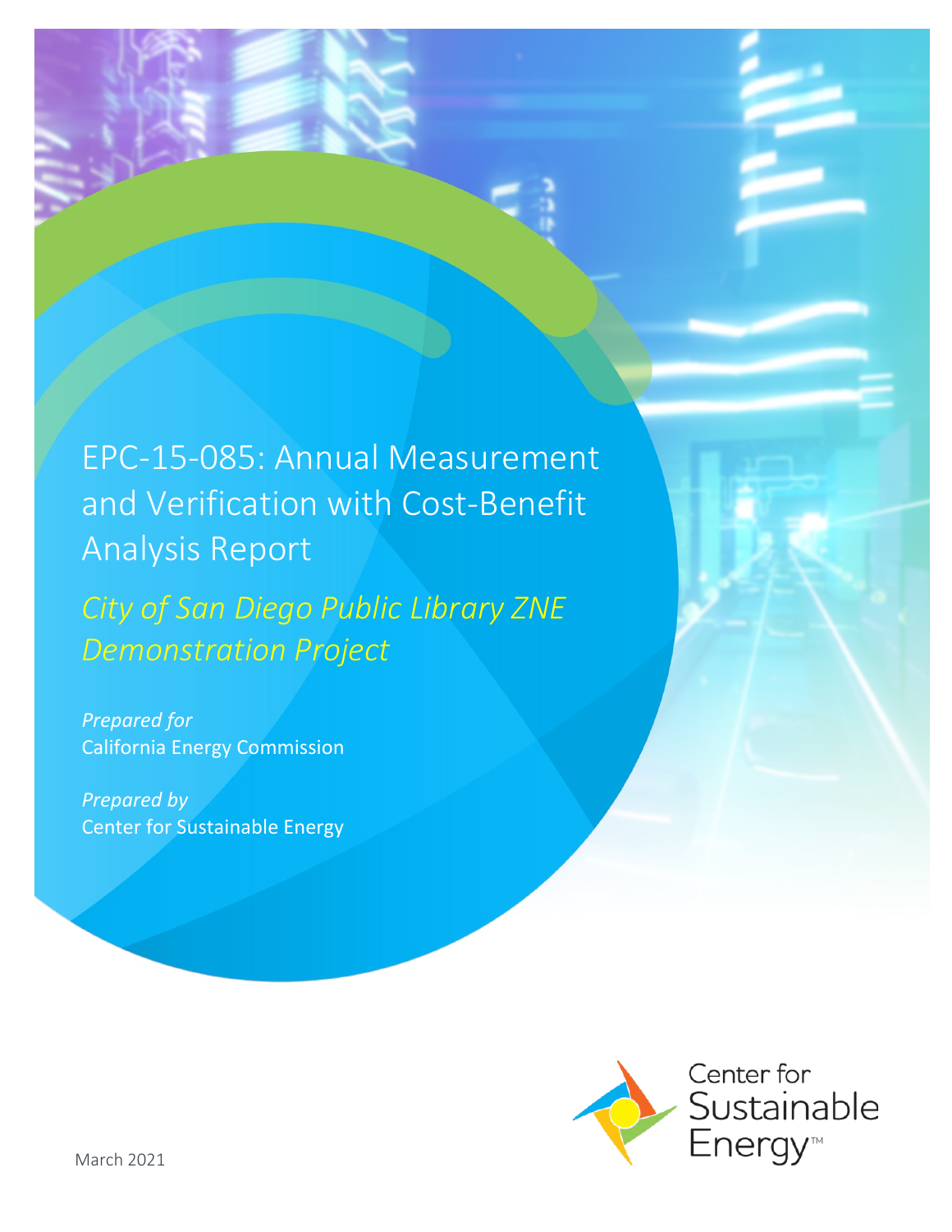# EPC-15-085: Annual Measurement and Verification with Cost-Benefit Analysis Report

## *City of San Diego Public Library ZNE Demonstration Project*

*Prepared for*
California Energy Commission

*Prepared by*
Center for Sustainable Energy

March 2021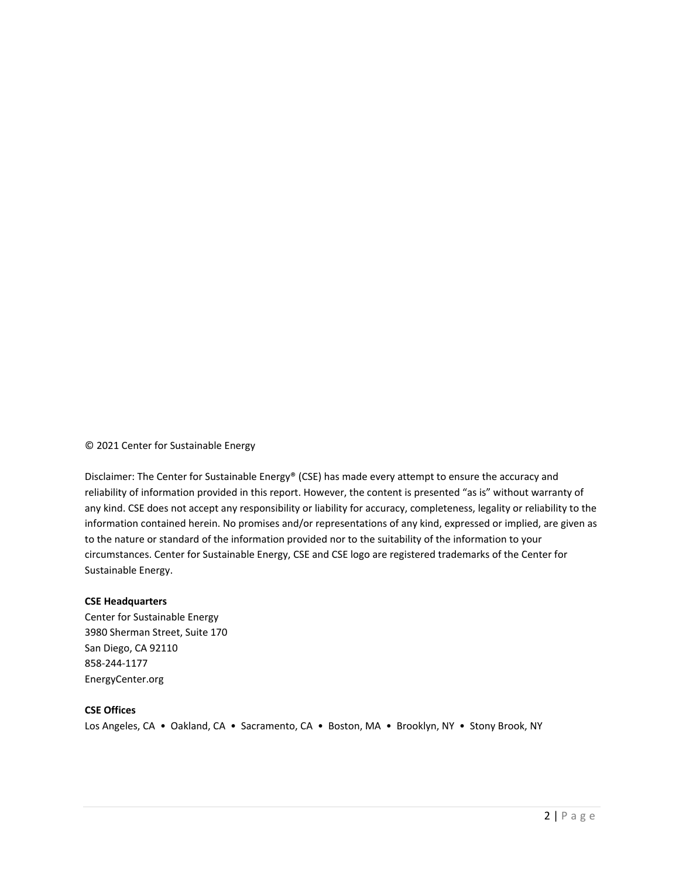© 2021 Center for Sustainable Energy

Disclaimer: The Center for Sustainable Energy® (CSE) has made every attempt to ensure the accuracy and reliability of information provided in this report. However, the content is presented "as is" without warranty of any kind. CSE does not accept any responsibility or liability for accuracy, completeness, legality or reliability to the information contained herein. No promises and/or representations of any kind, expressed or implied, are given as to the nature or standard of the information provided nor to the suitability of the information to your circumstances. Center for Sustainable Energy, CSE and CSE logo are registered trademarks of the Center for Sustainable Energy.

**CSE Headquarters**
Center for Sustainable Energy
3980 Sherman Street, Suite 170
San Diego, CA 92110
858-244-1177
EnergyCenter.org

**CSE Offices**
Los Angeles, CA • Oakland, CA • Sacramento, CA • Boston, MA • Brooklyn, NY • Stony Brook, NY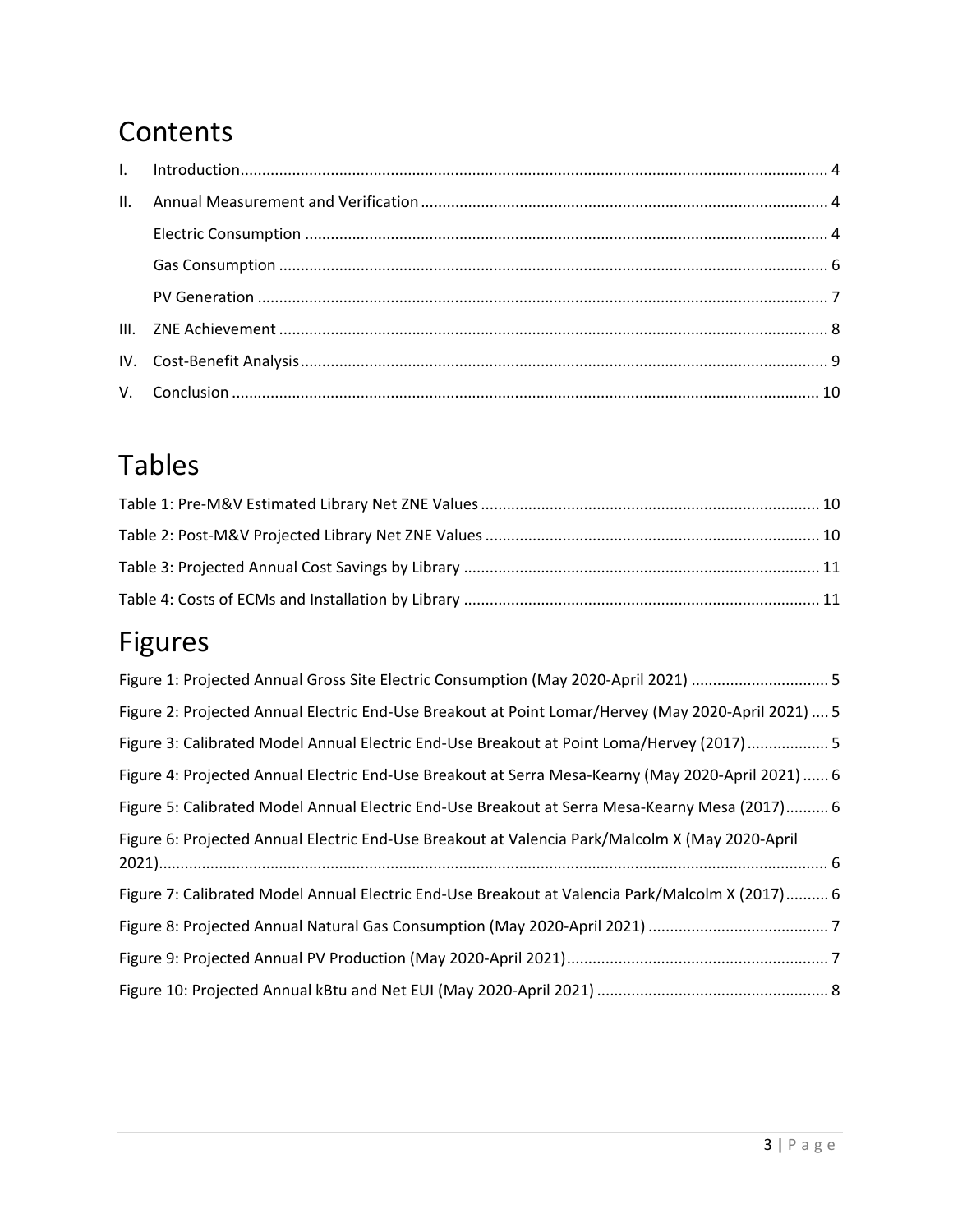# Contents

I. Introduction ........................................................................................................................................ 4

II. Annual Measurement and Verification .............................................................................................. 4

Electric Consumption ......................................................................................................................... 4

Gas Consumption .............................................................................................................................. 6

PV Generation ................................................................................................................................... 7

III. ZNE Achievement ............................................................................................................................... 8

IV. Cost-Benefit Analysis .......................................................................................................................... 9

V. Conclusion ....................................................................................................................................... 10

# Tables

Table 1: Pre-M&V Estimated Library Net ZNE Values .............................................................................. 10

Table 2: Post-M&V Projected Library Net ZNE Values ............................................................................. 10

Table 3: Projected Annual Cost Savings by Library .................................................................................. 11

Table 4: Costs of ECMs and Installation by Library .................................................................................. 11

# Figures

Figure 1: Projected Annual Gross Site Electric Consumption (May 2020-April 2021) ................................ 5

Figure 2: Projected Annual Electric End-Use Breakout at Point Lomar/Hervey (May 2020-April 2021) .... 5

Figure 3: Calibrated Model Annual Electric End-Use Breakout at Point Loma/Hervey (2017) ................... 5

Figure 4: Projected Annual Electric End-Use Breakout at Serra Mesa-Kearny (May 2020-April 2021) ...... 6

Figure 5: Calibrated Model Annual Electric End-Use Breakout at Serra Mesa-Kearny Mesa (2017) .......... 6

Figure 6: Projected Annual Electric End-Use Breakout at Valencia Park/Malcolm X (May 2020-April 2021) ......................................................................................................................................................... 6

Figure 7: Calibrated Model Annual Electric End-Use Breakout at Valencia Park/Malcolm X (2017) .......... 6

Figure 8: Projected Annual Natural Gas Consumption (May 2020-April 2021) .......................................... 7

Figure 9: Projected Annual PV Production (May 2020-April 2021) ............................................................. 7

Figure 10: Projected Annual kBtu and Net EUI (May 2020-April 2021) ...................................................... 8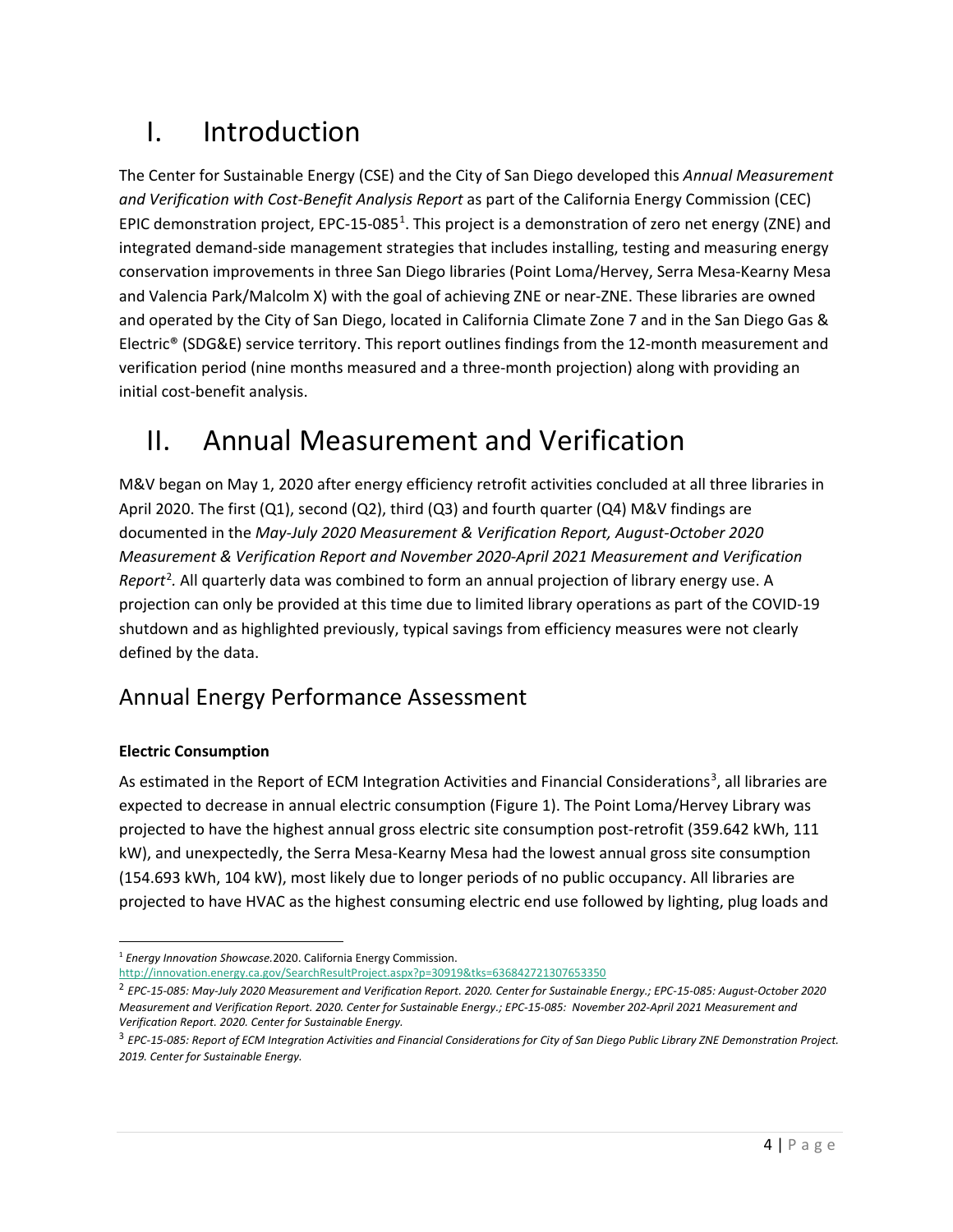# I. Introduction

The Center for Sustainable Energy (CSE) and the City of San Diego developed this *Annual Measurement and Verification with Cost-Benefit Analysis Report* as part of the California Energy Commission (CEC) EPIC demonstration project, EPC-15-085[1]. This project is a demonstration of zero net energy (ZNE) and integrated demand-side management strategies that includes installing, testing and measuring energy conservation improvements in three San Diego libraries (Point Loma/Hervey, Serra Mesa-Kearny Mesa and Valencia Park/Malcolm X) with the goal of achieving ZNE or near-ZNE. These libraries are owned and operated by the City of San Diego, located in California Climate Zone 7 and in the San Diego Gas & Electric® (SDG&E) service territory. This report outlines findings from the 12-month measurement and verification period (nine months measured and a three-month projection) along with providing an initial cost-benefit analysis.

# II. Annual Measurement and Verification

M&V began on May 1, 2020 after energy efficiency retrofit activities concluded at all three libraries in April 2020. The first (Q1), second (Q2), third (Q3) and fourth quarter (Q4) M&V findings are documented in the *May-July 2020 Measurement & Verification Report, August-October 2020 Measurement & Verification Report and November 2020-April 2021 Measurement and Verification Report*[2]. All quarterly data was combined to form an annual projection of library energy use. A projection can only be provided at this time due to limited library operations as part of the COVID-19 shutdown and as highlighted previously, typical savings from efficiency measures were not clearly defined by the data.

## Annual Energy Performance Assessment

**Electric Consumption**

As estimated in the Report of ECM Integration Activities and Financial Considerations[3], all libraries are expected to decrease in annual electric consumption (Figure 1). The Point Loma/Hervey Library was projected to have the highest annual gross electric site consumption post-retrofit (359.642 kWh, 111 kW), and unexpectedly, the Serra Mesa-Kearny Mesa had the lowest annual gross site consumption (154.693 kWh, 104 kW), most likely due to longer periods of no public occupancy. All libraries are projected to have HVAC as the highest consuming electric end use followed by lighting, plug loads and

---

[1] *Energy Innovation Showcase.*2020. California Energy Commission. http://innovation.energy.ca.gov/SearchResultProject.aspx?p=30919&tks=636842721307653350

[2] *EPC-15-085: May-July 2020 Measurement and Verification Report. 2020. Center for Sustainable Energy.; EPC-15-085: August-October 2020 Measurement and Verification Report. 2020. Center for Sustainable Energy.; EPC-15-085: November 202-April 2021 Measurement and Verification Report. 2020. Center for Sustainable Energy.*

[3] *EPC-15-085: Report of ECM Integration Activities and Financial Considerations for City of San Diego Public Library ZNE Demonstration Project. 2019. Center for Sustainable Energy.*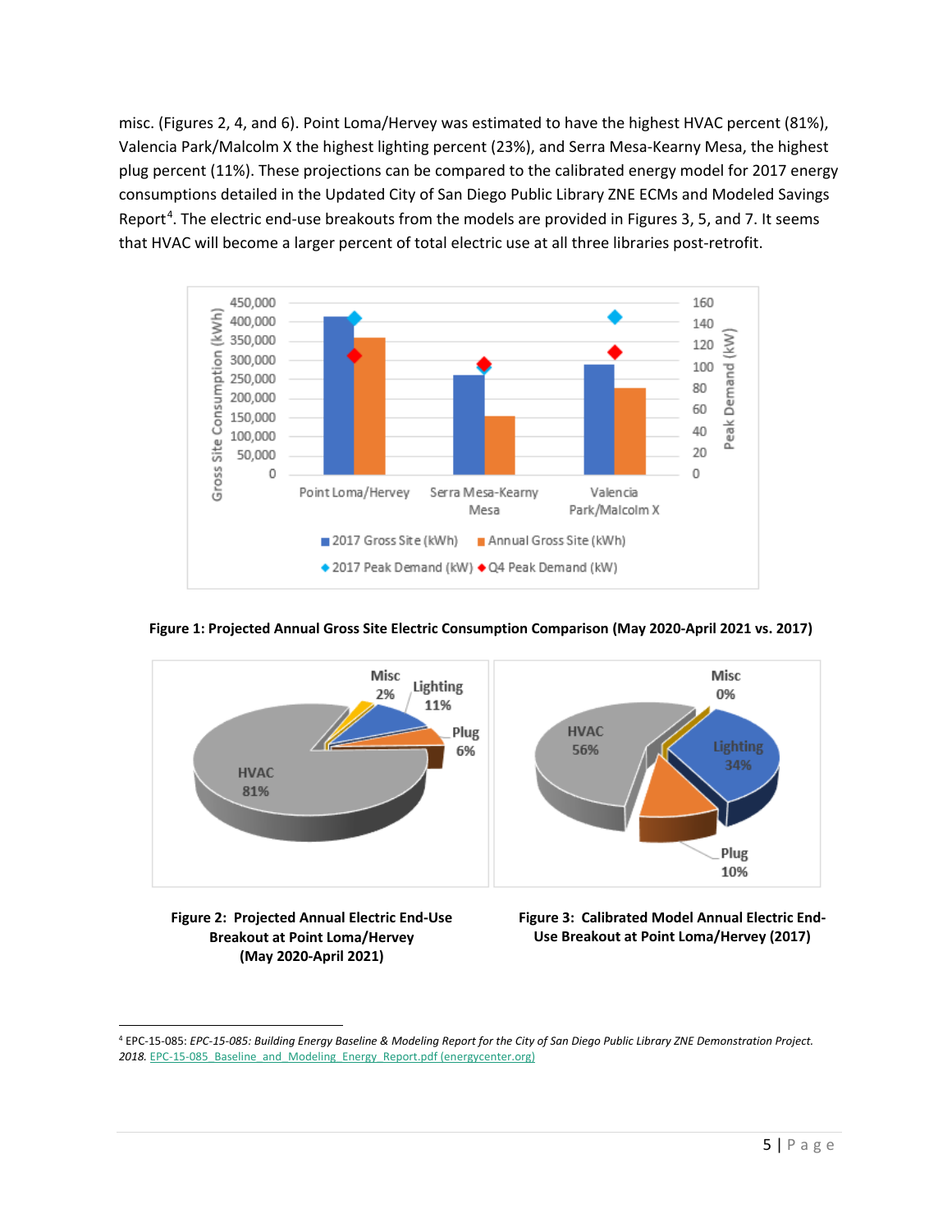misc. (Figures 2, 4, and 6). Point Loma/Hervey was estimated to have the highest HVAC percent (81%), Valencia Park/Malcolm X the highest lighting percent (23%), and Serra Mesa-Kearny Mesa, the highest plug percent (11%). These projections can be compared to the calibrated energy model for 2017 energy consumptions detailed in the Updated City of San Diego Public Library ZNE ECMs and Modeled Savings Report[4]. The electric end-use breakouts from the models are provided in Figures 3, 5, and 7. It seems that HVAC will become a larger percent of total electric use at all three libraries post-retrofit.

**Figure 1: Projected Annual Gross Site Electric Consumption Comparison (May 2020-April 2021 vs. 2017)**

**Figure 2: Projected Annual Electric End-Use Breakout at Point Loma/Hervey (May 2020-April 2021)**

**Figure 3: Calibrated Model Annual Electric End-Use Breakout at Point Loma/Hervey (2017)**

[4] EPC-15-085: *EPC-15-085: Building Energy Baseline & Modeling Report for the City of San Diego Public Library ZNE Demonstration Project. 2018.* EPC-15-085_Baseline_and_Modeling_Energy_Report.pdf (energycenter.org)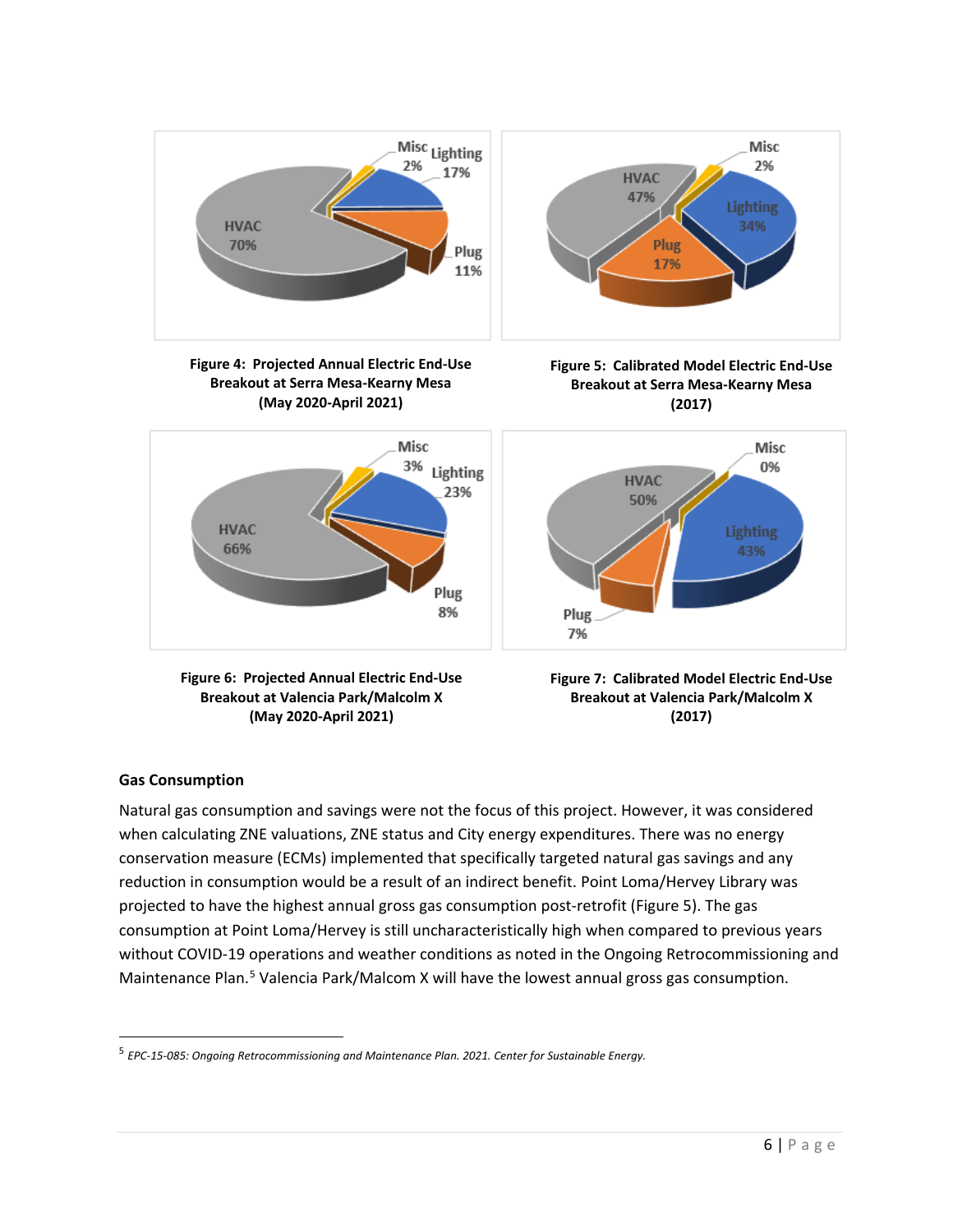**Figure 4: Projected Annual Electric End-Use Breakout at Serra Mesa-Kearny Mesa (May 2020-April 2021)**

**Figure 5: Calibrated Model Electric End-Use Breakout at Serra Mesa-Kearny Mesa (2017)**

**Figure 6: Projected Annual Electric End-Use Breakout at Valencia Park/Malcolm X (May 2020-April 2021)**

**Figure 7: Calibrated Model Electric End-Use Breakout at Valencia Park/Malcolm X (2017)**

### Gas Consumption

Natural gas consumption and savings were not the focus of this project. However, it was considered when calculating ZNE valuations, ZNE status and City energy expenditures. There was no energy conservation measure (ECMs) implemented that specifically targeted natural gas savings and any reduction in consumption would be a result of an indirect benefit. Point Loma/Hervey Library was projected to have the highest annual gross gas consumption post-retrofit (Figure 5). The gas consumption at Point Loma/Hervey is still uncharacteristically high when compared to previous years without COVID-19 operations and weather conditions as noted in the Ongoing Retrocommissioning and Maintenance Plan.[5] Valencia Park/Malcom X will have the lowest annual gross gas consumption.

[5] *EPC-15-085: Ongoing Retrocommissioning and Maintenance Plan. 2021. Center for Sustainable Energy.*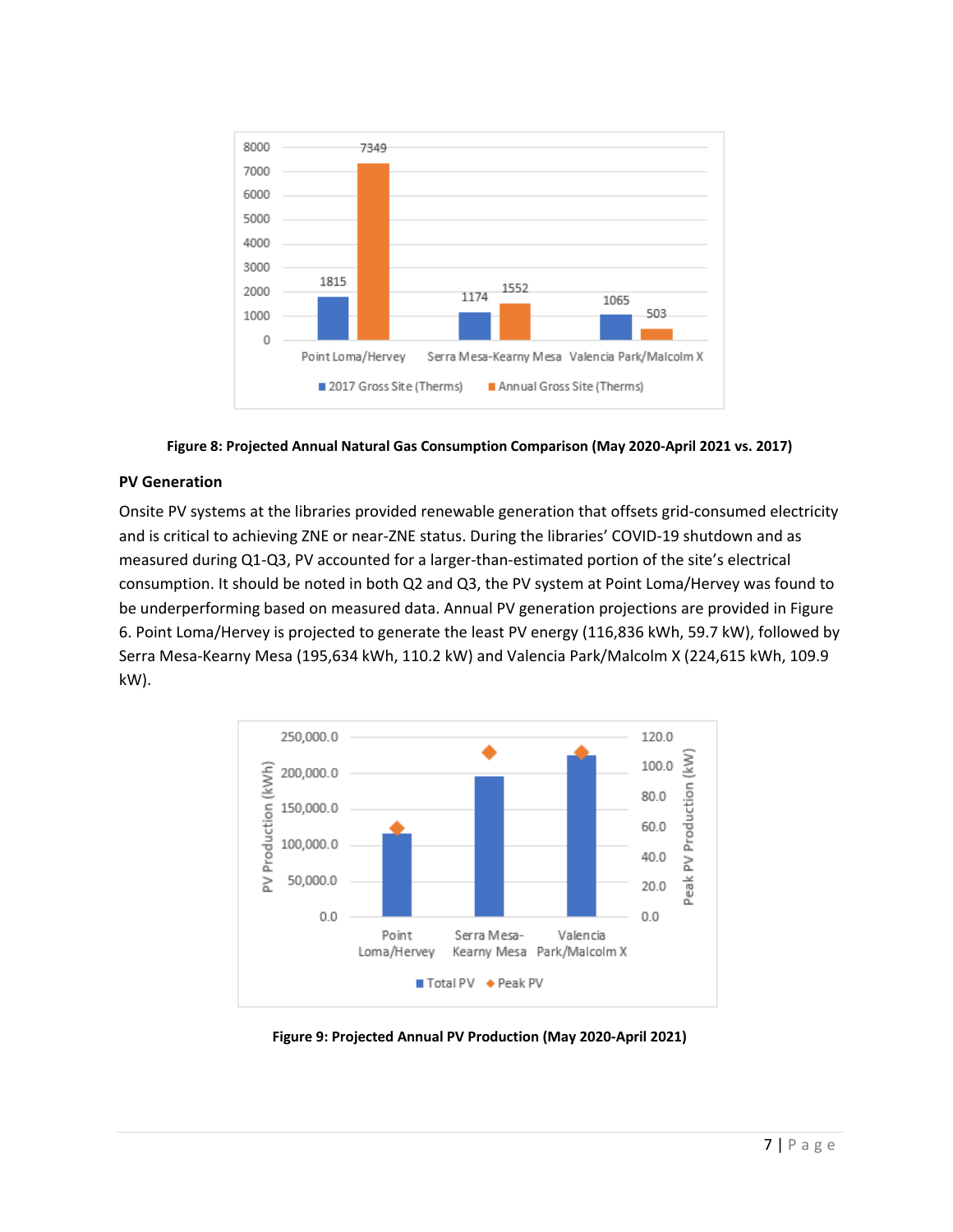Figure 8: Projected Annual Natural Gas Consumption Comparison (May 2020-April 2021 vs. 2017)

### PV Generation

Onsite PV systems at the libraries provided renewable generation that offsets grid-consumed electricity and is critical to achieving ZNE or near-ZNE status. During the libraries' COVID-19 shutdown and as measured during Q1-Q3, PV accounted for a larger-than-estimated portion of the site's electrical consumption. It should be noted in both Q2 and Q3, the PV system at Point Loma/Hervey was found to be underperforming based on measured data. Annual PV generation projections are provided in Figure 6. Point Loma/Hervey is projected to generate the least PV energy (116,836 kWh, 59.7 kW), followed by Serra Mesa-Kearny Mesa (195,634 kWh, 110.2 kW) and Valencia Park/Malcolm X (224,615 kWh, 109.9 kW).

Figure 9: Projected Annual PV Production (May 2020-April 2021)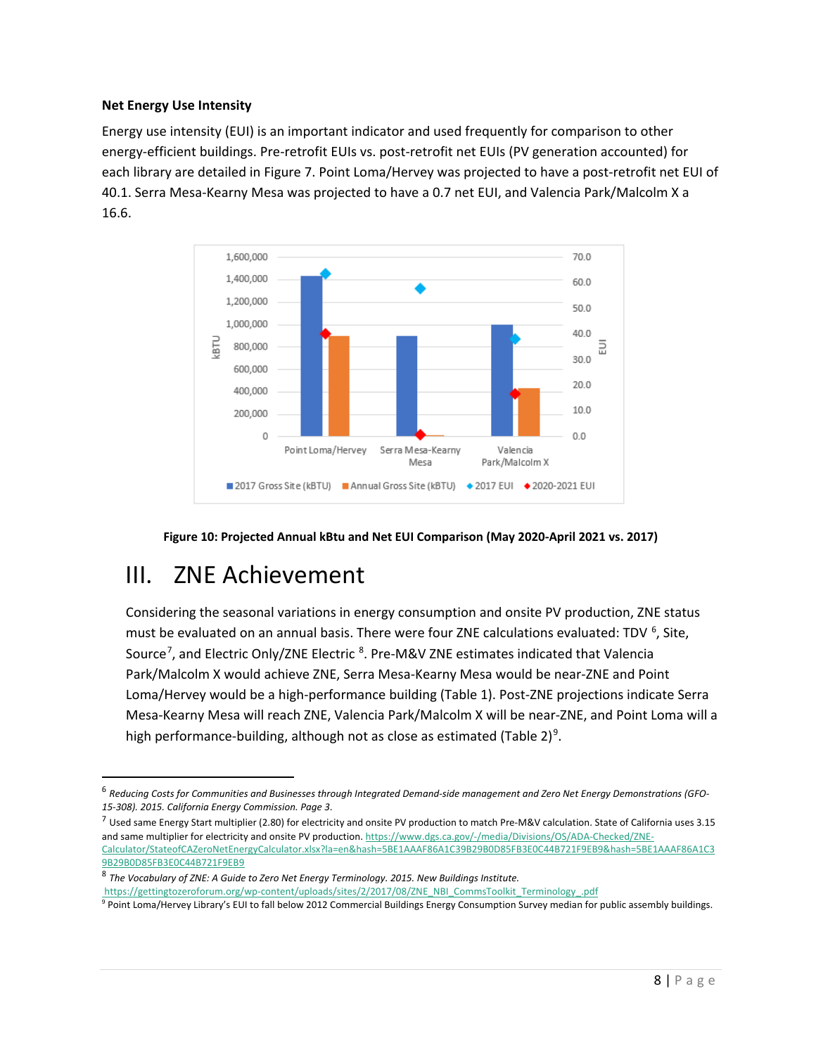**Net Energy Use Intensity**

Energy use intensity (EUI) is an important indicator and used frequently for comparison to other energy-efficient buildings. Pre-retrofit EUIs vs. post-retrofit net EUIs (PV generation accounted) for each library are detailed in Figure 7. Point Loma/Hervey was projected to have a post-retrofit net EUI of 40.1. Serra Mesa-Kearny Mesa was projected to have a 0.7 net EUI, and Valencia Park/Malcolm X a 16.6.

**Figure 10: Projected Annual kBtu and Net EUI Comparison (May 2020-April 2021 vs. 2017)**

# III. ZNE Achievement

Considering the seasonal variations in energy consumption and onsite PV production, ZNE status must be evaluated on an annual basis. There were four ZNE calculations evaluated: TDV [6], Site, Source[7], and Electric Only/ZNE Electric [8]. Pre-M&V ZNE estimates indicated that Valencia Park/Malcolm X would achieve ZNE, Serra Mesa-Kearny Mesa would be near-ZNE and Point Loma/Hervey would be a high-performance building (Table 1). Post-ZNE projections indicate Serra Mesa-Kearny Mesa will reach ZNE, Valencia Park/Malcolm X will be near-ZNE, and Point Loma will a high performance-building, although not as close as estimated (Table 2)[9].

---

[6] *Reducing Costs for Communities and Businesses through Integrated Demand-side management and Zero Net Energy Demonstrations (GFO-15-308). 2015. California Energy Commission. Page 3.*

[7] Used same Energy Start multiplier (2.80) for electricity and onsite PV production to match Pre-M&V calculation. State of California uses 3.15 and same multiplier for electricity and onsite PV production. https://www.dgs.ca.gov/-/media/Divisions/OS/ADA-Checked/ZNE-Calculator/StateofCAZeroNetEnergyCalculator.xlsx?la=en&hash=5BE1AAAF86A1C39B29B0D85FB3E0C44B721F9EB9&hash=5BE1AAAF86A1C39B29B0D85FB3E0C44B721F9EB9

[8] *The Vocabulary of ZNE: A Guide to Zero Net Energy Terminology. 2015. New Buildings Institute.* https://gettingtozeroforum.org/wp-content/uploads/sites/2/2017/08/ZNE_NBI_CommsToolkit_Terminology_.pdf

[9] Point Loma/Hervey Library's EUI to fall below 2012 Commercial Buildings Energy Consumption Survey median for public assembly buildings.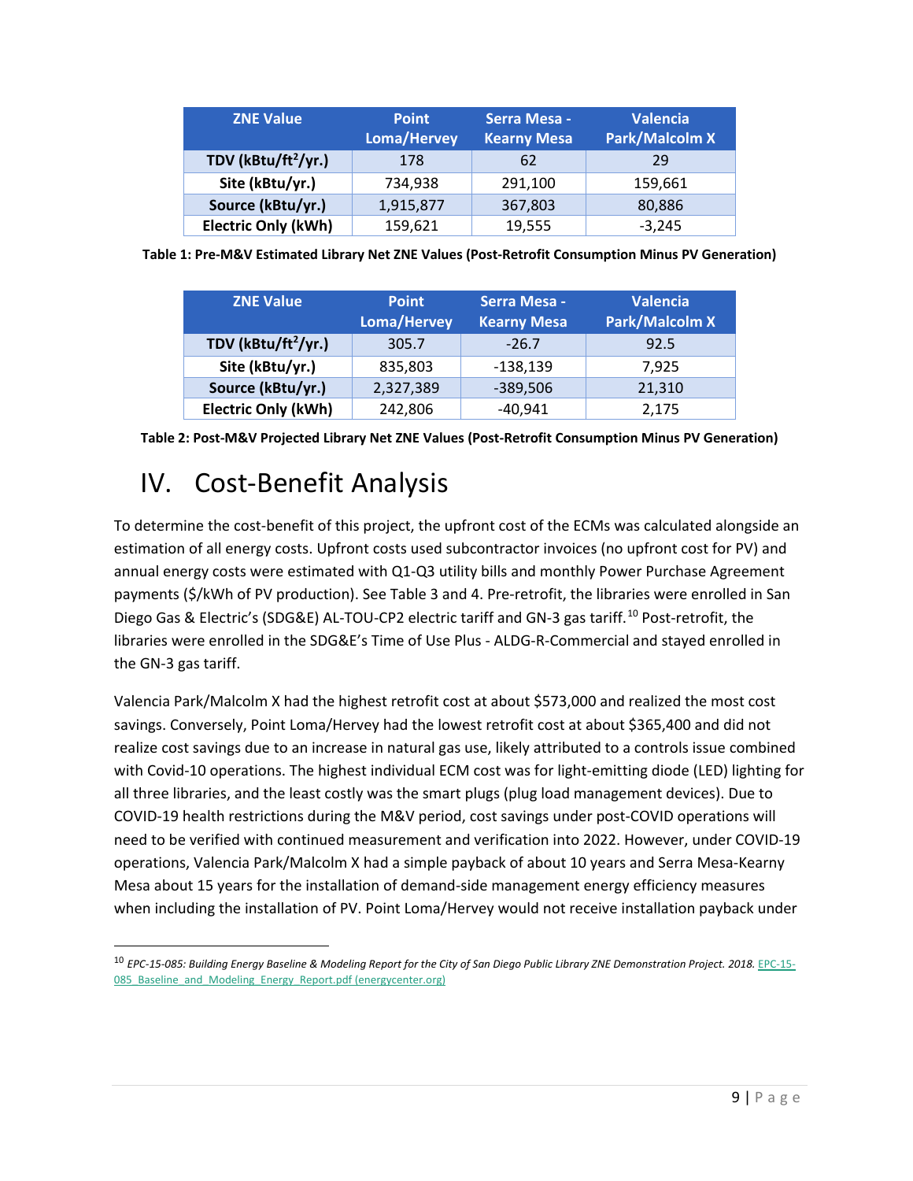| ZNE Value | Point Loma/Hervey | Serra Mesa - Kearny Mesa | Valencia Park/Malcolm X |
|---|---|---|---|
| TDV (kBtu/ft$^2$/yr.) | 178 | 62 | 29 |
| Site (kBtu/yr.) | 734,938 | 291,100 | 159,661 |
| Source (kBtu/yr.) | 1,915,877 | 367,803 | 80,886 |
| Electric Only (kWh) | 159,621 | 19,555 | -3,245 |

**Table 1: Pre-M&V Estimated Library Net ZNE Values (Post-Retrofit Consumption Minus PV Generation)**

| ZNE Value | Point Loma/Hervey | Serra Mesa - Kearny Mesa | Valencia Park/Malcolm X |
|---|---|---|---|
| TDV (kBtu/ft$^2$/yr.) | 305.7 | -26.7 | 92.5 |
| Site (kBtu/yr.) | 835,803 | -138,139 | 7,925 |
| Source (kBtu/yr.) | 2,327,389 | -389,506 | 21,310 |
| Electric Only (kWh) | 242,806 | -40,941 | 2,175 |

**Table 2: Post-M&V Projected Library Net ZNE Values (Post-Retrofit Consumption Minus PV Generation)**

# IV. Cost-Benefit Analysis

To determine the cost-benefit of this project, the upfront cost of the ECMs was calculated alongside an estimation of all energy costs. Upfront costs used subcontractor invoices (no upfront cost for PV) and annual energy costs were estimated with Q1-Q3 utility bills and monthly Power Purchase Agreement payments ($/kWh of PV production). See Table 3 and 4. Pre-retrofit, the libraries were enrolled in San Diego Gas & Electric's (SDG&E) AL-TOU-CP2 electric tariff and GN-3 gas tariff.[10] Post-retrofit, the libraries were enrolled in the SDG&E's Time of Use Plus - ALDG-R-Commercial and stayed enrolled in the GN-3 gas tariff.

Valencia Park/Malcolm X had the highest retrofit cost at about $573,000 and realized the most cost savings. Conversely, Point Loma/Hervey had the lowest retrofit cost at about $365,400 and did not realize cost savings due to an increase in natural gas use, likely attributed to a controls issue combined with Covid-10 operations. The highest individual ECM cost was for light-emitting diode (LED) lighting for all three libraries, and the least costly was the smart plugs (plug load management devices). Due to COVID-19 health restrictions during the M&V period, cost savings under post-COVID operations will need to be verified with continued measurement and verification into 2022. However, under COVID-19 operations, Valencia Park/Malcolm X had a simple payback of about 10 years and Serra Mesa-Kearny Mesa about 15 years for the installation of demand-side management energy efficiency measures when including the installation of PV. Point Loma/Hervey would not receive installation payback under

[10] *EPC-15-085: Building Energy Baseline & Modeling Report for the City of San Diego Public Library ZNE Demonstration Project. 2018.* EPC-15-085_Baseline_and_Modeling_Energy_Report.pdf (energycenter.org)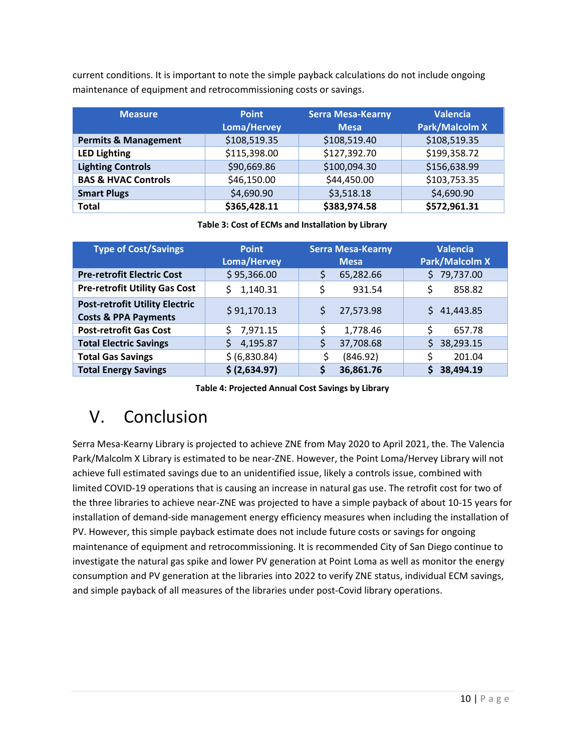current conditions. It is important to note the simple payback calculations do not include ongoing maintenance of equipment and retrocommissioning costs or savings.

| Measure | Point Loma/Hervey | Serra Mesa-Kearny Mesa | Valencia Park/Malcolm X |
|---|---|---|---|
| **Permits & Management** | $108,519.35 | $108,519.40 | $108,519.35 |
| **LED Lighting** | $115,398.00 | $127,392.70 | $199,358.72 |
| **Lighting Controls** | $90,669.86 | $100,094.30 | $156,638.99 |
| **BAS & HVAC Controls** | $46,150.00 | $44,450.00 | $103,753.35 |
| **Smart Plugs** | $4,690.90 | $3,518.18 | $4,690.90 |
| **Total** | **$365,428.11** | **$383,974.58** | **$572,961.31** |

**Table 3: Cost of ECMs and Installation by Library**

| Type of Cost/Savings | Point Loma/Hervey | Serra Mesa-Kearny Mesa | Valencia Park/Malcolm X |
|---|---|---|---|
| **Pre-retrofit Electric Cost** | $ 95,366.00 | $ 65,282.66 | $ 79,737.00 |
| **Pre-retrofit Utility Gas Cost** | $ 1,140.31 | $ 931.54 | $ 858.82 |
| **Post-retrofit Utility Electric Costs & PPA Payments** | $ 91,170.13 | $ 27,573.98 | $ 41,443.85 |
| **Post-retrofit Gas Cost** | $ 7,971.15 | $ 1,778.46 | $ 657.78 |
| **Total Electric Savings** | $ 4,195.87 | $ 37,708.68 | $ 38,293.15 |
| **Total Gas Savings** | $ (6,830.84) | $ (846.92) | $ 201.04 |
| **Total Energy Savings** | **$ (2,634.97)** | **$ 36,861.76** | **$ 38,494.19** |

**Table 4: Projected Annual Cost Savings by Library**

# V. Conclusion

Serra Mesa-Kearny Library is projected to achieve ZNE from May 2020 to April 2021, the. The Valencia Park/Malcolm X Library is estimated to be near-ZNE. However, the Point Loma/Hervey Library will not achieve full estimated savings due to an unidentified issue, likely a controls issue, combined with limited COVID-19 operations that is causing an increase in natural gas use. The retrofit cost for two of the three libraries to achieve near-ZNE was projected to have a simple payback of about 10-15 years for installation of demand-side management energy efficiency measures when including the installation of PV. However, this simple payback estimate does not include future costs or savings for ongoing maintenance of equipment and retrocommissioning. It is recommended City of San Diego continue to investigate the natural gas spike and lower PV generation at Point Loma as well as monitor the energy consumption and PV generation at the libraries into 2022 to verify ZNE status, individual ECM savings, and simple payback of all measures of the libraries under post-Covid library operations.